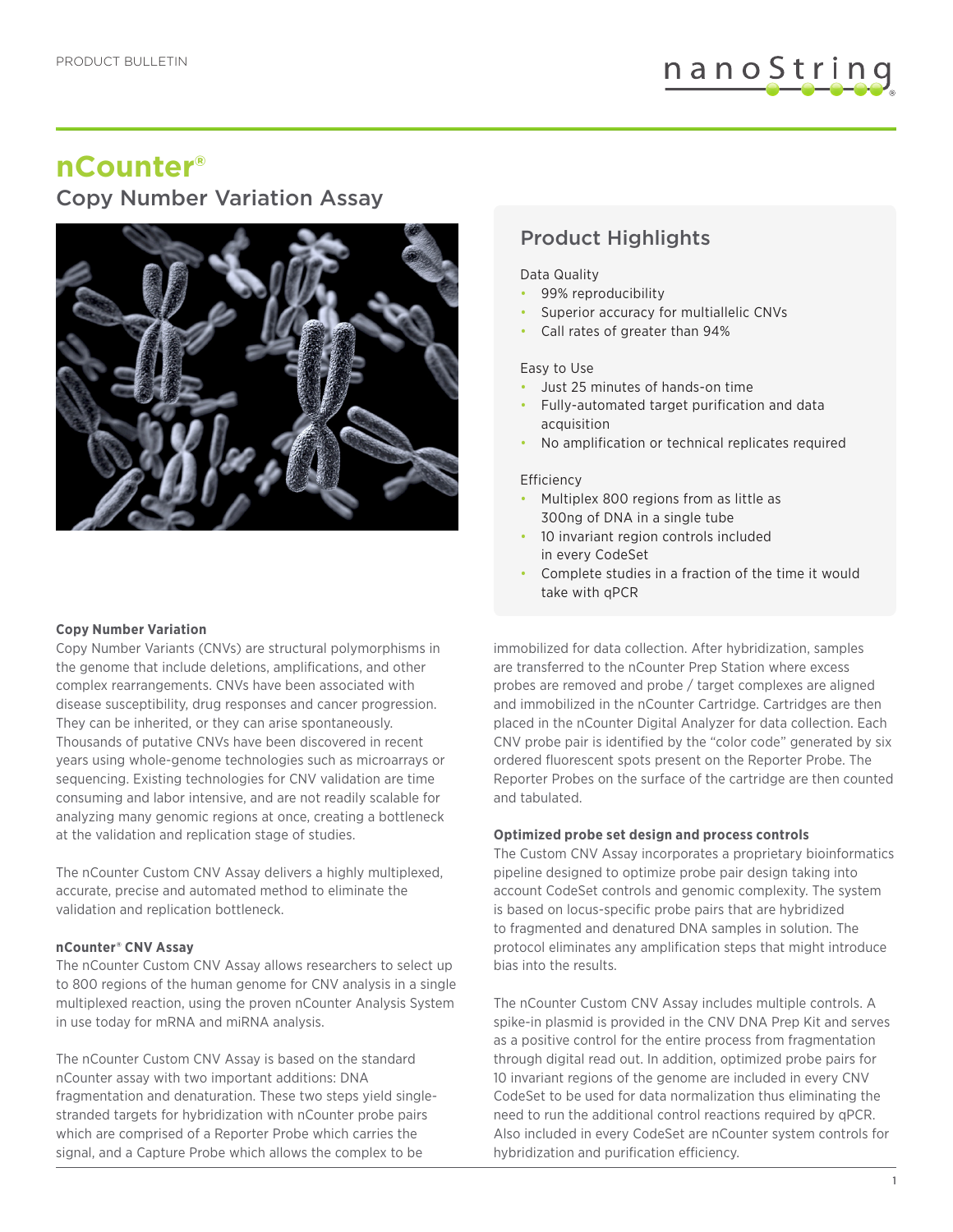PRODUCT BULLETIN

# nCounter®

## Copy Number Variation Assay

### Product Highlights

Data Quality

- 99% reproducibility
- Superior accuracy for multiallelic CNVs
- Call rates of greater than 94%

Easy to Use

- Just 25 minutes of hands-on time
- Fully-automated target purification and data acquisition
- No amplification or technical replicates required

Efficiency

- Multiplex 800 regions from as little as 300ng of DNA in a single tube
- 10 invariant region controls included in every CodeSet
- Complete studies in a fraction of the time it would take with qPCR

**Copy Number Variation**

Copy Number Variants (CNVs) are structural polymorphisms in the genome that include deletions, amplifications, and other complex rearrangements. CNVs have been associated with disease susceptibility, drug responses and cancer progression. They can be inherited, or they can arise spontaneously. Thousands of putative CNVs have been discovered in recent years using whole-genome technologies such as microarrays or sequencing. Existing technologies for CNV validation are time consuming and labor intensive, and are not readily scalable for analyzing many genomic regions at once, creating a bottleneck at the validation and replication stage of studies.

The nCounter Custom CNV Assay delivers a highly multiplexed, accurate, precise and automated method to eliminate the validation and replication bottleneck.

**nCounter® CNV Assay**

The nCounter Custom CNV Assay allows researchers to select up to 800 regions of the human genome for CNV analysis in a single multiplexed reaction, using the proven nCounter Analysis System in use today for mRNA and miRNA analysis.

The nCounter Custom CNV Assay is based on the standard nCounter assay with two important additions: DNA fragmentation and denaturation. These two steps yield single-stranded targets for hybridization with nCounter probe pairs which are comprised of a Reporter Probe which carries the signal, and a Capture Probe which allows the complex to be immobilized for data collection. After hybridization, samples are transferred to the nCounter Prep Station where excess probes are removed and probe / target complexes are aligned and immobilized in the nCounter Cartridge. Cartridges are then placed in the nCounter Digital Analyzer for data collection. Each CNV probe pair is identified by the "color code" generated by six ordered fluorescent spots present on the Reporter Probe. The Reporter Probes on the surface of the cartridge are then counted and tabulated.

**Optimized probe set design and process controls**

The Custom CNV Assay incorporates a proprietary bioinformatics pipeline designed to optimize probe pair design taking into account CodeSet controls and genomic complexity. The system is based on locus-specific probe pairs that are hybridized to fragmented and denatured DNA samples in solution. The protocol eliminates any amplification steps that might introduce bias into the results.

The nCounter Custom CNV Assay includes multiple controls. A spike-in plasmid is provided in the CNV DNA Prep Kit and serves as a positive control for the entire process from fragmentation through digital read out. In addition, optimized probe pairs for 10 invariant regions of the genome are included in every CNV CodeSet to be used for data normalization thus eliminating the need to run the additional control reactions required by qPCR. Also included in every CodeSet are nCounter system controls for hybridization and purification efficiency.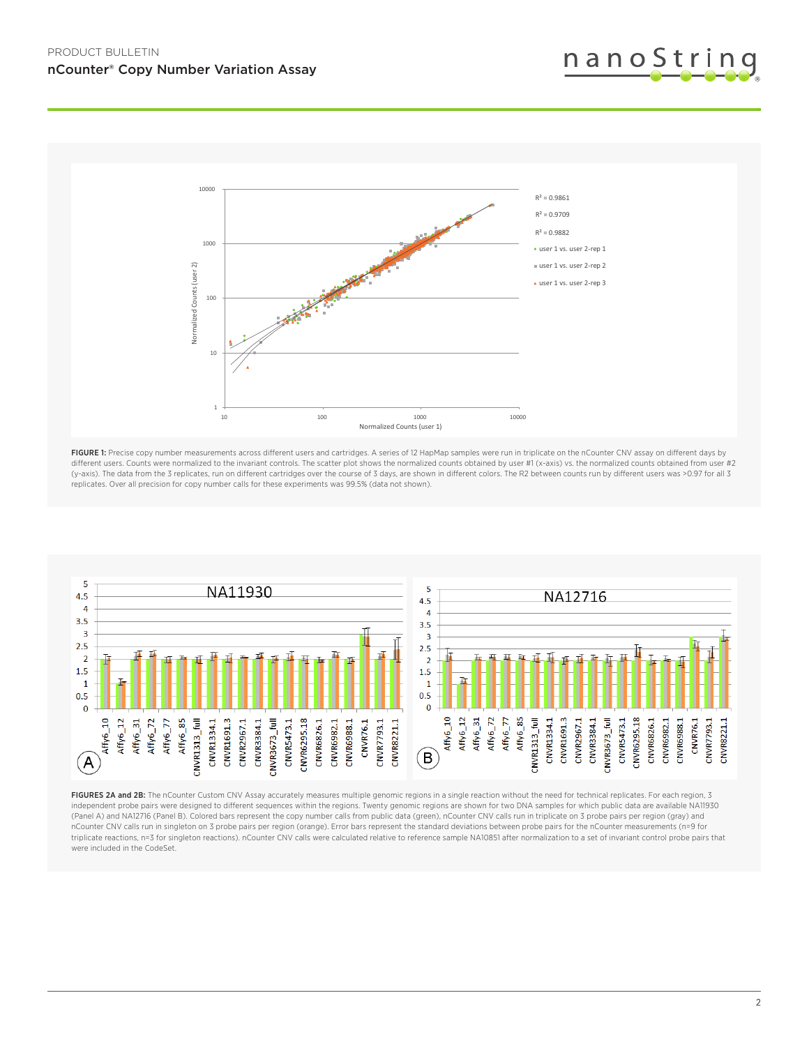**FIGURE 1:** Precise copy number measurements across different users and cartridges. A series of 12 HapMap samples were run in triplicate on the nCounter CNV assay on different days by different users. Counts were normalized to the invariant controls. The scatter plot shows the normalized counts obtained by user #1 (x-axis) vs. the normalized counts obtained from user #2 (y-axis). The data from the 3 replicates, run on different cartridges over the course of 3 days, are shown in different colors. The R2 between counts run by different users was >0.97 for all 3 replicates. Over all precision for copy number calls for these experiments was 99.5% (data not shown).

**FIGURES 2A and 2B:** The nCounter Custom CNV Assay accurately measures multiple genomic regions in a single reaction without the need for technical replicates. For each region, 3 independent probe pairs were designed to different sequences within the regions. Twenty genomic regions are shown for two DNA samples for which public data are available NA11930 (Panel A) and NA12716 (Panel B). Colored bars represent the copy number calls from public data (green), nCounter CNV calls run in triplicate on 3 probe pairs per region (gray) and nCounter CNV calls run in singleton on 3 probe pairs per region (orange). Error bars represent the standard deviations between probe pairs for the nCounter measurements (n=9 for triplicate reactions, n=3 for singleton reactions). nCounter CNV calls were calculated relative to reference sample NA10851 after normalization to a set of invariant control probe pairs that were included in the CodeSet.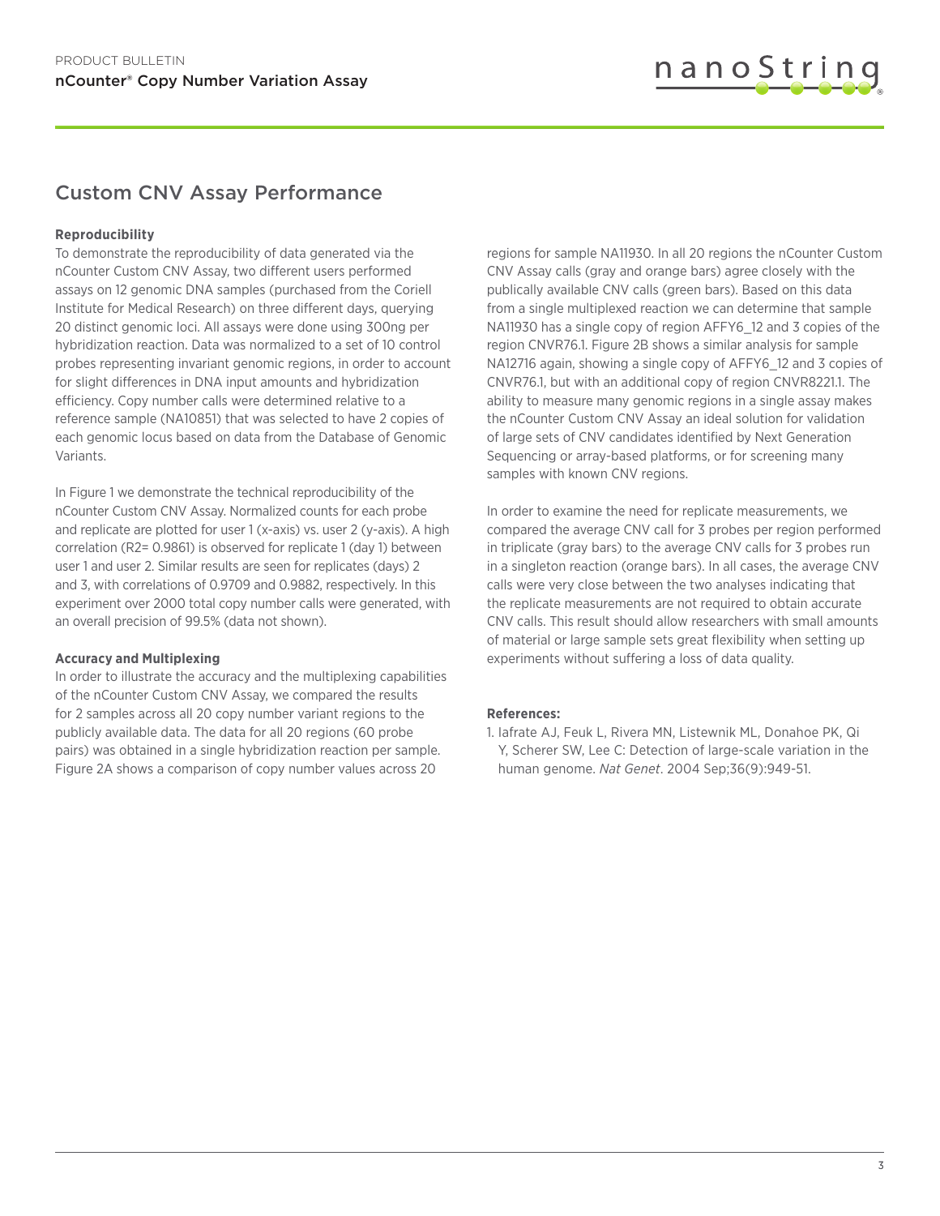## Custom CNV Assay Performance

**Reproducibility**

To demonstrate the reproducibility of data generated via the nCounter Custom CNV Assay, two different users performed assays on 12 genomic DNA samples (purchased from the Coriell Institute for Medical Research) on three different days, querying 20 distinct genomic loci. All assays were done using 300ng per hybridization reaction. Data was normalized to a set of 10 control probes representing invariant genomic regions, in order to account for slight differences in DNA input amounts and hybridization efficiency. Copy number calls were determined relative to a reference sample (NA10851) that was selected to have 2 copies of each genomic locus based on data from the Database of Genomic Variants.

In Figure 1 we demonstrate the technical reproducibility of the nCounter Custom CNV Assay. Normalized counts for each probe and replicate are plotted for user 1 (x-axis) vs. user 2 (y-axis). A high correlation ($R^2$= 0.9861) is observed for replicate 1 (day 1) between user 1 and user 2. Similar results are seen for replicates (days) 2 and 3, with correlations of 0.9709 and 0.9882, respectively. In this experiment over 2000 total copy number calls were generated, with an overall precision of 99.5% (data not shown).

**Accuracy and Multiplexing**

In order to illustrate the accuracy and the multiplexing capabilities of the nCounter Custom CNV Assay, we compared the results for 2 samples across all 20 copy number variant regions to the publicly available data. The data for all 20 regions (60 probe pairs) was obtained in a single hybridization reaction per sample. Figure 2A shows a comparison of copy number values across 20 regions for sample NA11930. In all 20 regions the nCounter Custom CNV Assay calls (gray and orange bars) agree closely with the publically available CNV calls (green bars). Based on this data from a single multiplexed reaction we can determine that sample NA11930 has a single copy of region AFFY6_12 and 3 copies of the region CNVR76.1. Figure 2B shows a similar analysis for sample NA12716 again, showing a single copy of AFFY6_12 and 3 copies of CNVR76.1, but with an additional copy of region CNVR8221.1. The ability to measure many genomic regions in a single assay makes the nCounter Custom CNV Assay an ideal solution for validation of large sets of CNV candidates identified by Next Generation Sequencing or array-based platforms, or for screening many samples with known CNV regions.

In order to examine the need for replicate measurements, we compared the average CNV call for 3 probes per region performed in triplicate (gray bars) to the average CNV calls for 3 probes run in a singleton reaction (orange bars). In all cases, the average CNV calls were very close between the two analyses indicating that the replicate measurements are not required to obtain accurate CNV calls. This result should allow researchers with small amounts of material or large sample sets great flexibility when setting up experiments without suffering a loss of data quality.

**References:**

1. Iafrate AJ, Feuk L, Rivera MN, Listewnik ML, Donahoe PK, Qi Y, Scherer SW, Lee C: Detection of large-scale variation in the human genome. *Nat Genet*. 2004 Sep;36(9):949-51.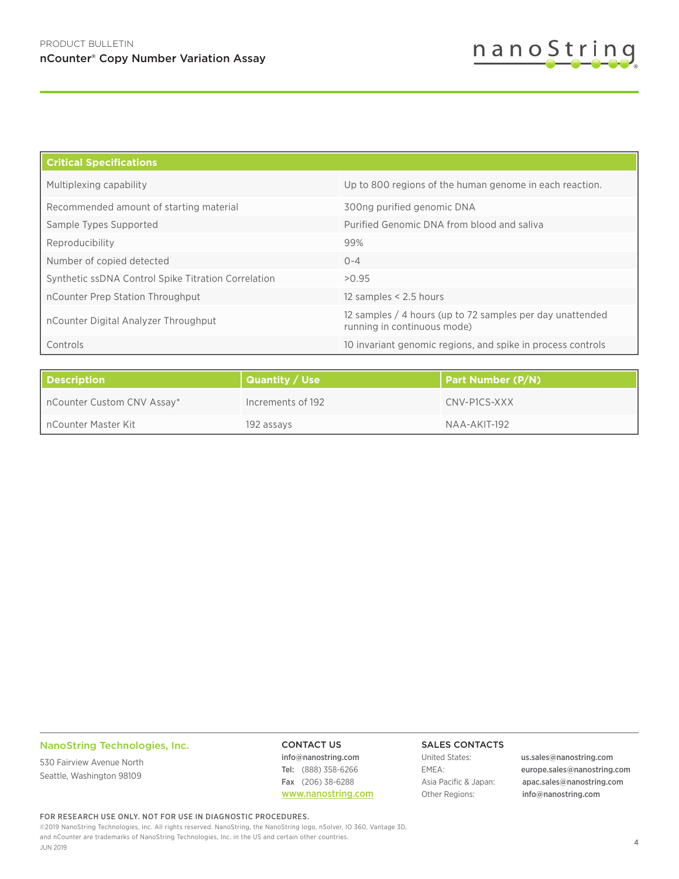| Critical Specifications | |
|---|---|
| Multiplexing capability | Up to 800 regions of the human genome in each reaction. |
| Recommended amount of starting material | 300ng purified genomic DNA |
| Sample Types Supported | Purified Genomic DNA from blood and saliva |
| Reproducibility | 99% |
| Number of copied detected | 0-4 |
| Synthetic ssDNA Control Spike Titration Correlation | >0.95 |
| nCounter Prep Station Throughput | 12 samples < 2.5 hours |
| nCounter Digital Analyzer Throughput | 12 samples / 4 hours (up to 72 samples per day unattended running in continuous mode) |
| Controls | 10 invariant genomic regions, and spike in process controls |

| Description | Quantity / Use | Part Number (P/N) |
|---|---|---|
| nCounter Custom CNV Assay* | Increments of 192 | CNV-P1CS-XXX |
| nCounter Master Kit | 192 assays | NAA-AKIT-192 |

**NanoString Technologies, Inc.**

530 Fairview Avenue North
Seattle, Washington 98109

**CONTACT US**

info@nanostring.com
**Tel:** (888) 358-6266
**Fax** (206) 38-6288
www.nanostring.com

**SALES CONTACTS**

United States: us.sales@nanostring.com
EMEA: europe.sales@nanostring.com
Asia Pacific & Japan: apac.sales@nanostring.com
Other Regions: info@nanostring.com

**FOR RESEARCH USE ONLY. NOT FOR USE IN DIAGNOSTIC PROCEDURES.**

©2019 NanoString Technologies, Inc. All rights reserved. NanoString, the NanoString logo, nSolver, IO 360, Vantage 3D, and nCounter are trademarks of NanoString Technologies, Inc. in the US and certain other countries.
JUN 2019